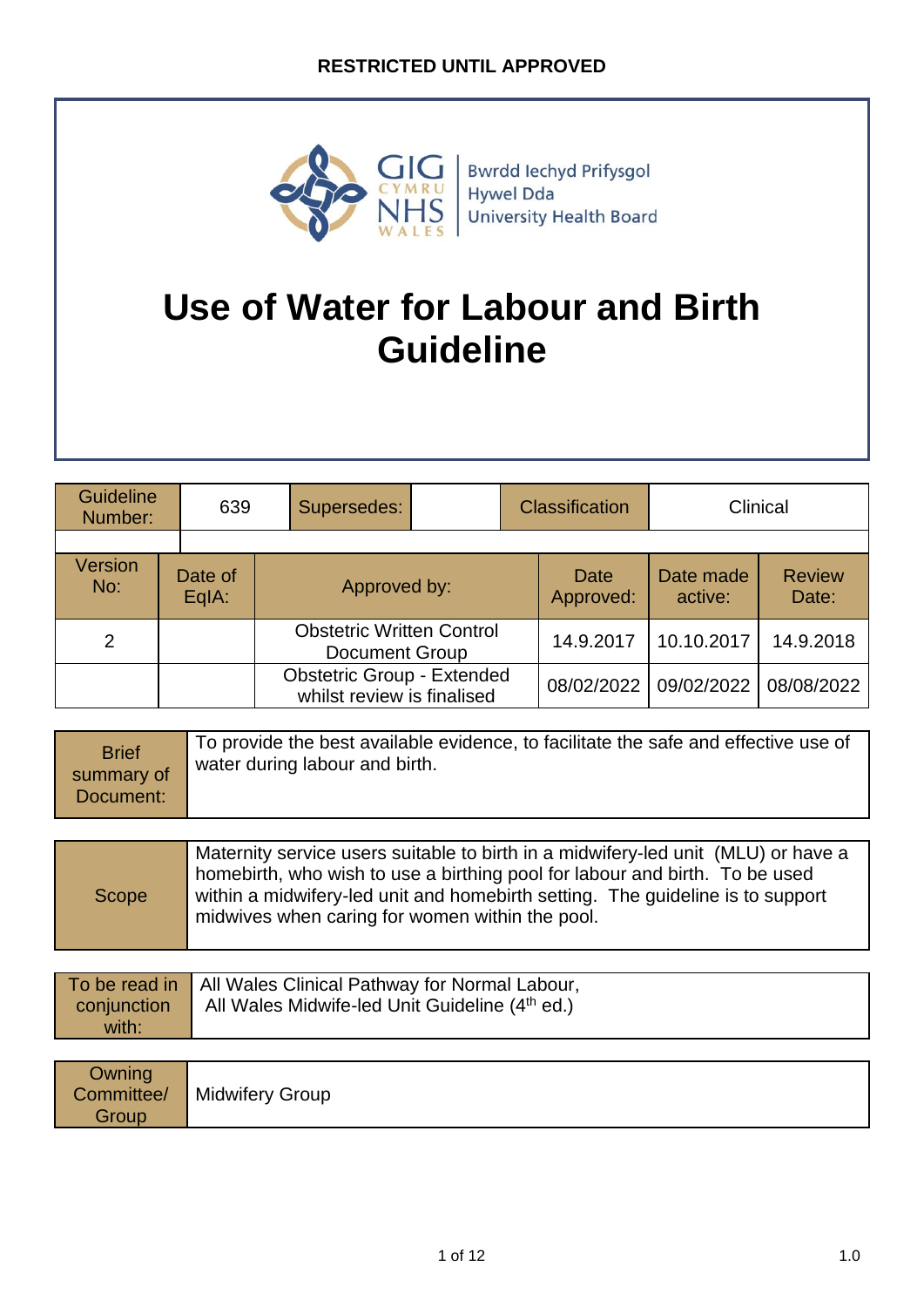**RESTRICTED UNTIL APPROVED**

GIG CYMRU NHS WALES | Bwrdd Iechyd Prifysgol Hywel Dda University Health Board

# Use of Water for Labour and Birth Guideline

| Guideline Number: | 639 | Supersedes: | | Classification | Clinical |
|---|---|---|---|---|---|

| Version No: | Date of EqIA: | Approved by: | Date Approved: | Date made active: | Review Date: |
|---|---|---|---|---|---|
| 2 | | Obstetric Written Control Document Group | 14.9.2017 | 10.10.2017 | 14.9.2018 |
| | | Obstetric Group - Extended whilst review is finalised | 08/02/2022 | 09/02/2022 | 08/08/2022 |

| Brief summary of Document: | To provide the best available evidence, to facilitate the safe and effective use of water during labour and birth. |
|---|---|

| Scope | Maternity service users suitable to birth in a midwifery-led unit (MLU) or have a homebirth, who wish to use a birthing pool for labour and birth. To be used within a midwifery-led unit and homebirth setting. The guideline is to support midwives when caring for women within the pool. |
|---|---|

| To be read in conjunction with: | All Wales Clinical Pathway for Normal Labour, All Wales Midwife-led Unit Guideline (4th ed.) |
|---|---|

| Owning Committee/ Group | Midwifery Group |
|---|---|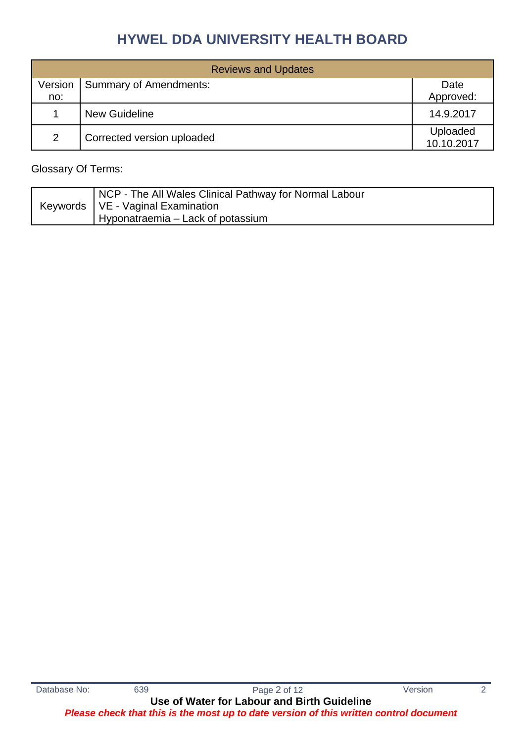# HYWEL DDA UNIVERSITY HEALTH BOARD

| Reviews and Updates | | |
|---|---|---|
| Version no: | Summary of Amendments: | Date Approved: |
| 1 | New Guideline | 14.9.2017 |
| 2 | Corrected version uploaded | Uploaded 10.10.2017 |

Glossary Of Terms:

| Keywords | NCP - The All Wales Clinical Pathway for Normal Labour<br>VE - Vaginal Examination<br>Hyponatraemia – Lack of potassium |
|---|---|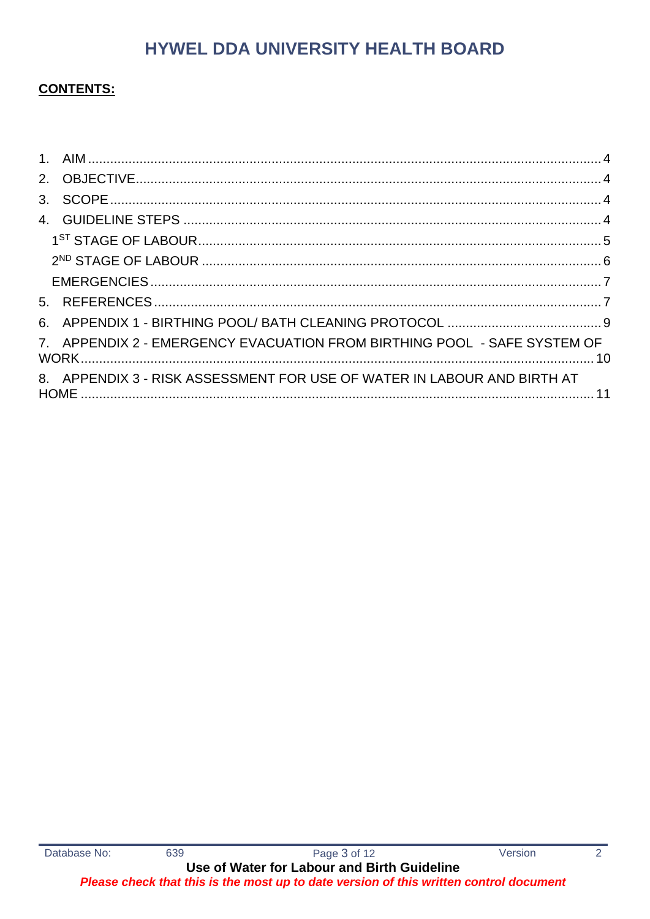# HYWEL DDA UNIVERSITY HEALTH BOARD

**CONTENTS:**

1. AIM ........................................................................................................................................ 4
2. OBJECTIVE ........................................................................................................................... 4
3. SCOPE ................................................................................................................................... 4
4. GUIDELINE STEPS .............................................................................................................. 4
   - 1ST STAGE OF LABOUR ................................................................................................. 5
   - 2ND STAGE OF LABOUR ................................................................................................ 6
   - EMERGENCIES .............................................................................................................. 7
5. REFERENCES ....................................................................................................................... 7
6. APPENDIX 1 - BIRTHING POOL/ BATH CLEANING PROTOCOL ...................................... 9
7. APPENDIX 2 - EMERGENCY EVACUATION FROM BIRTHING POOL - SAFE SYSTEM OF WORK ........................................................................................................................................ 10
8. APPENDIX 3 - RISK ASSESSMENT FOR USE OF WATER IN LABOUR AND BIRTH AT HOME ........................................................................................................................................ 11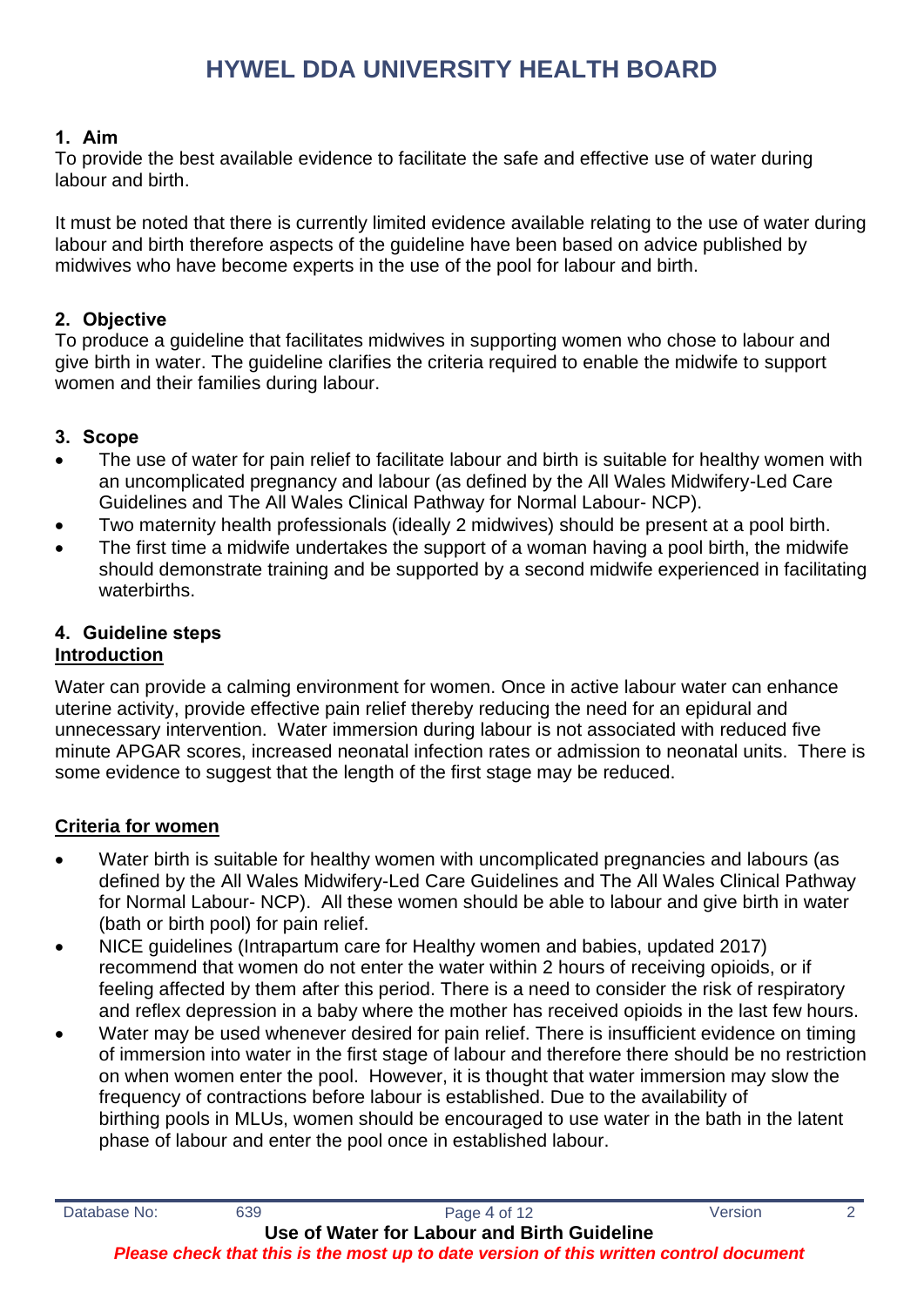## 1. Aim

To provide the best available evidence to facilitate the safe and effective use of water during labour and birth.

It must be noted that there is currently limited evidence available relating to the use of water during labour and birth therefore aspects of the guideline have been based on advice published by midwives who have become experts in the use of the pool for labour and birth.

## 2. Objective

To produce a guideline that facilitates midwives in supporting women who chose to labour and give birth in water. The guideline clarifies the criteria required to enable the midwife to support women and their families during labour.

## 3. Scope

- The use of water for pain relief to facilitate labour and birth is suitable for healthy women with an uncomplicated pregnancy and labour (as defined by the All Wales Midwifery-Led Care Guidelines and The All Wales Clinical Pathway for Normal Labour- NCP).
- Two maternity health professionals (ideally 2 midwives) should be present at a pool birth.
- The first time a midwife undertakes the support of a woman having a pool birth, the midwife should demonstrate training and be supported by a second midwife experienced in facilitating waterbirths.

## 4. Guideline steps

### Introduction

Water can provide a calming environment for women. Once in active labour water can enhance uterine activity, provide effective pain relief thereby reducing the need for an epidural and unnecessary intervention. Water immersion during labour is not associated with reduced five minute APGAR scores, increased neonatal infection rates or admission to neonatal units. There is some evidence to suggest that the length of the first stage may be reduced.

### Criteria for women

- Water birth is suitable for healthy women with uncomplicated pregnancies and labours (as defined by the All Wales Midwifery-Led Care Guidelines and The All Wales Clinical Pathway for Normal Labour- NCP). All these women should be able to labour and give birth in water (bath or birth pool) for pain relief.
- NICE guidelines (Intrapartum care for Healthy women and babies, updated 2017) recommend that women do not enter the water within 2 hours of receiving opioids, or if feeling affected by them after this period. There is a need to consider the risk of respiratory and reflex depression in a baby where the mother has received opioids in the last few hours.
- Water may be used whenever desired for pain relief. There is insufficient evidence on timing of immersion into water in the first stage of labour and therefore there should be no restriction on when women enter the pool. However, it is thought that water immersion may slow the frequency of contractions before labour is established. Due to the availability of birthing pools in MLUs, women should be encouraged to use water in the bath in the latent phase of labour and enter the pool once in established labour.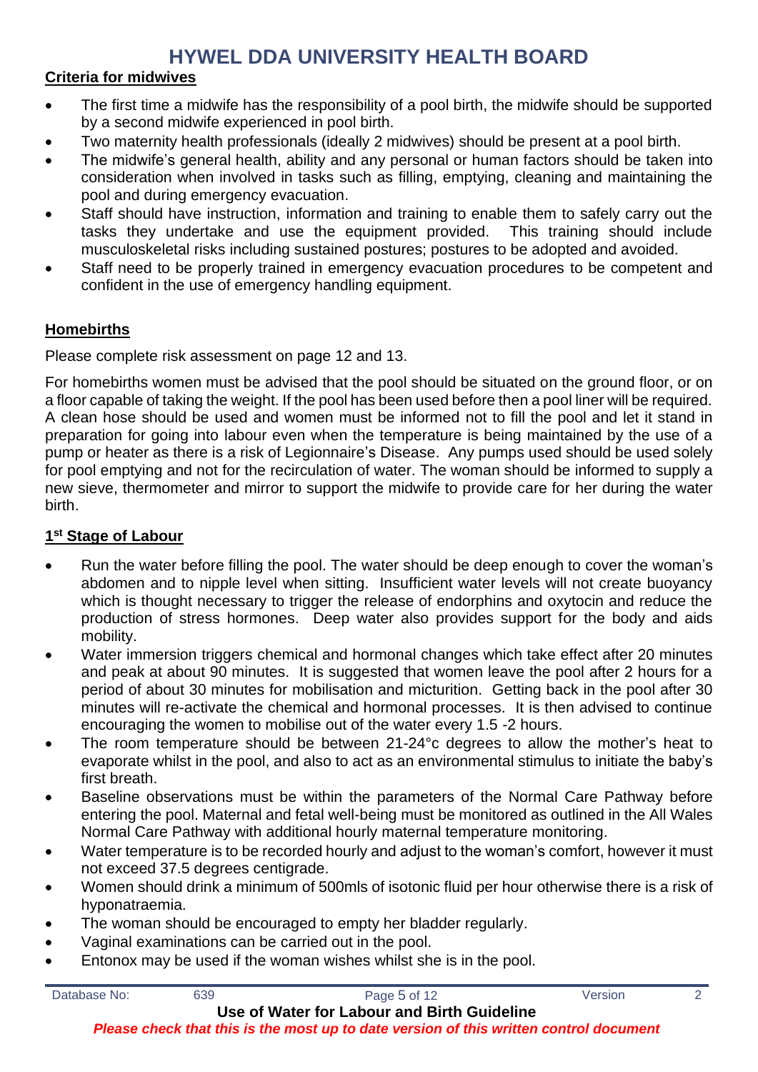## Criteria for midwives

- The first time a midwife has the responsibility of a pool birth, the midwife should be supported by a second midwife experienced in pool birth.
- Two maternity health professionals (ideally 2 midwives) should be present at a pool birth.
- The midwife's general health, ability and any personal or human factors should be taken into consideration when involved in tasks such as filling, emptying, cleaning and maintaining the pool and during emergency evacuation.
- Staff should have instruction, information and training to enable them to safely carry out the tasks they undertake and use the equipment provided. This training should include musculoskeletal risks including sustained postures; postures to be adopted and avoided.
- Staff need to be properly trained in emergency evacuation procedures to be competent and confident in the use of emergency handling equipment.

## Homebirths

Please complete risk assessment on page 12 and 13.

For homebirths women must be advised that the pool should be situated on the ground floor, or on a floor capable of taking the weight. If the pool has been used before then a pool liner will be required. A clean hose should be used and women must be informed not to fill the pool and let it stand in preparation for going into labour even when the temperature is being maintained by the use of a pump or heater as there is a risk of Legionnaire's Disease. Any pumps used should be used solely for pool emptying and not for the recirculation of water. The woman should be informed to supply a new sieve, thermometer and mirror to support the midwife to provide care for her during the water birth.

## 1st Stage of Labour

- Run the water before filling the pool. The water should be deep enough to cover the woman's abdomen and to nipple level when sitting. Insufficient water levels will not create buoyancy which is thought necessary to trigger the release of endorphins and oxytocin and reduce the production of stress hormones. Deep water also provides support for the body and aids mobility.
- Water immersion triggers chemical and hormonal changes which take effect after 20 minutes and peak at about 90 minutes. It is suggested that women leave the pool after 2 hours for a period of about 30 minutes for mobilisation and micturition. Getting back in the pool after 30 minutes will re-activate the chemical and hormonal processes. It is then advised to continue encouraging the women to mobilise out of the water every 1.5 -2 hours.
- The room temperature should be between 21-24°c degrees to allow the mother's heat to evaporate whilst in the pool, and also to act as an environmental stimulus to initiate the baby's first breath.
- Baseline observations must be within the parameters of the Normal Care Pathway before entering the pool. Maternal and fetal well-being must be monitored as outlined in the All Wales Normal Care Pathway with additional hourly maternal temperature monitoring.
- Water temperature is to be recorded hourly and adjust to the woman's comfort, however it must not exceed 37.5 degrees centigrade.
- Women should drink a minimum of 500mls of isotonic fluid per hour otherwise there is a risk of hyponatraemia.
- The woman should be encouraged to empty her bladder regularly.
- Vaginal examinations can be carried out in the pool.
- Entonox may be used if the woman wishes whilst she is in the pool.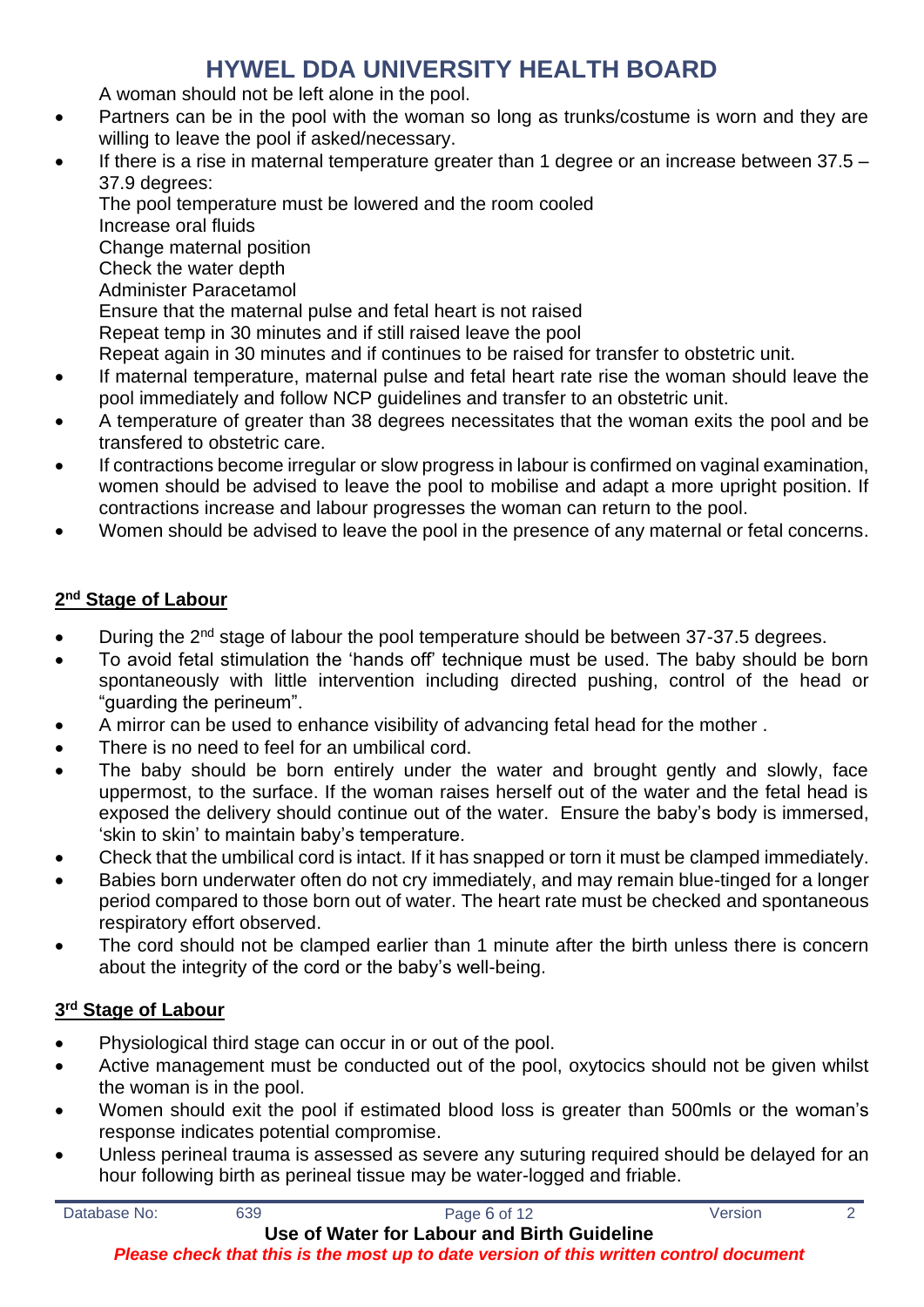A woman should not be left alone in the pool.

- Partners can be in the pool with the woman so long as trunks/costume is worn and they are willing to leave the pool if asked/necessary.
- If there is a rise in maternal temperature greater than 1 degree or an increase between 37.5 – 37.9 degrees:
  The pool temperature must be lowered and the room cooled
  Increase oral fluids
  Change maternal position
  Check the water depth
  Administer Paracetamol
  Ensure that the maternal pulse and fetal heart is not raised
  Repeat temp in 30 minutes and if still raised leave the pool
  Repeat again in 30 minutes and if continues to be raised for transfer to obstetric unit.
- If maternal temperature, maternal pulse and fetal heart rate rise the woman should leave the pool immediately and follow NCP guidelines and transfer to an obstetric unit.
- A temperature of greater than 38 degrees necessitates that the woman exits the pool and be transfered to obstetric care.
- If contractions become irregular or slow progress in labour is confirmed on vaginal examination, women should be advised to leave the pool to mobilise and adapt a more upright position. If contractions increase and labour progresses the woman can return to the pool.
- Women should be advised to leave the pool in the presence of any maternal or fetal concerns.

## 2nd Stage of Labour

- During the 2nd stage of labour the pool temperature should be between 37-37.5 degrees.
- To avoid fetal stimulation the 'hands off' technique must be used. The baby should be born spontaneously with little intervention including directed pushing, control of the head or "guarding the perineum".
- A mirror can be used to enhance visibility of advancing fetal head for the mother .
- There is no need to feel for an umbilical cord.
- The baby should be born entirely under the water and brought gently and slowly, face uppermost, to the surface. If the woman raises herself out of the water and the fetal head is exposed the delivery should continue out of the water. Ensure the baby's body is immersed, 'skin to skin' to maintain baby's temperature.
- Check that the umbilical cord is intact. If it has snapped or torn it must be clamped immediately.
- Babies born underwater often do not cry immediately, and may remain blue-tinged for a longer period compared to those born out of water. The heart rate must be checked and spontaneous respiratory effort observed.
- The cord should not be clamped earlier than 1 minute after the birth unless there is concern about the integrity of the cord or the baby's well-being.

## 3rd Stage of Labour

- Physiological third stage can occur in or out of the pool.
- Active management must be conducted out of the pool, oxytocics should not be given whilst the woman is in the pool.
- Women should exit the pool if estimated blood loss is greater than 500mls or the woman's response indicates potential compromise.
- Unless perineal trauma is assessed as severe any suturing required should be delayed for an hour following birth as perineal tissue may be water-logged and friable.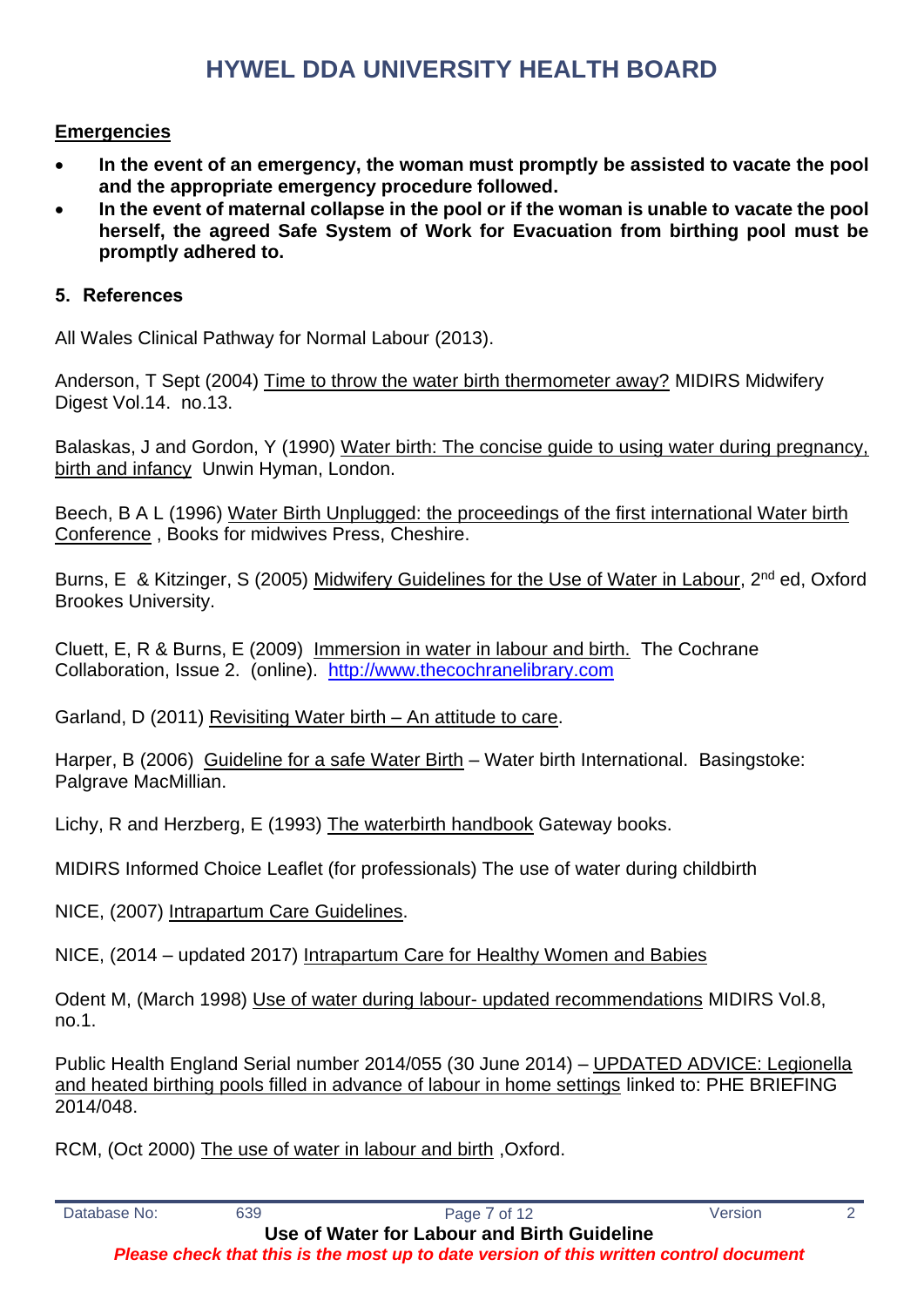**Emergencies**

- **In the event of an emergency, the woman must promptly be assisted to vacate the pool and the appropriate emergency procedure followed.**
- **In the event of maternal collapse in the pool or if the woman is unable to vacate the pool herself, the agreed Safe System of Work for Evacuation from birthing pool must be promptly adhered to.**

## 5. References

All Wales Clinical Pathway for Normal Labour (2013).

Anderson, T Sept (2004) Time to throw the water birth thermometer away? MIDIRS Midwifery Digest Vol.14. no.13.

Balaskas, J and Gordon, Y (1990) Water birth: The concise guide to using water during pregnancy, birth and infancy Unwin Hyman, London.

Beech, B A L (1996) Water Birth Unplugged: the proceedings of the first international Water birth Conference , Books for midwives Press, Cheshire.

Burns, E & Kitzinger, S (2005) Midwifery Guidelines for the Use of Water in Labour, 2nd ed, Oxford Brookes University.

Cluett, E, R & Burns, E (2009) Immersion in water in labour and birth. The Cochrane Collaboration, Issue 2. (online). http://www.thecochranelibrary.com

Garland, D (2011) Revisiting Water birth – An attitude to care.

Harper, B (2006) Guideline for a safe Water Birth – Water birth International. Basingstoke: Palgrave MacMillian.

Lichy, R and Herzberg, E (1993) The waterbirth handbook Gateway books.

MIDIRS Informed Choice Leaflet (for professionals) The use of water during childbirth

NICE, (2007) Intrapartum Care Guidelines.

NICE, (2014 – updated 2017) Intrapartum Care for Healthy Women and Babies

Odent M, (March 1998) Use of water during labour- updated recommendations MIDIRS Vol.8, no.1.

Public Health England Serial number 2014/055 (30 June 2014) – UPDATED ADVICE: Legionella and heated birthing pools filled in advance of labour in home settings linked to: PHE BRIEFING 2014/048.

RCM, (Oct 2000) The use of water in labour and birth ,Oxford.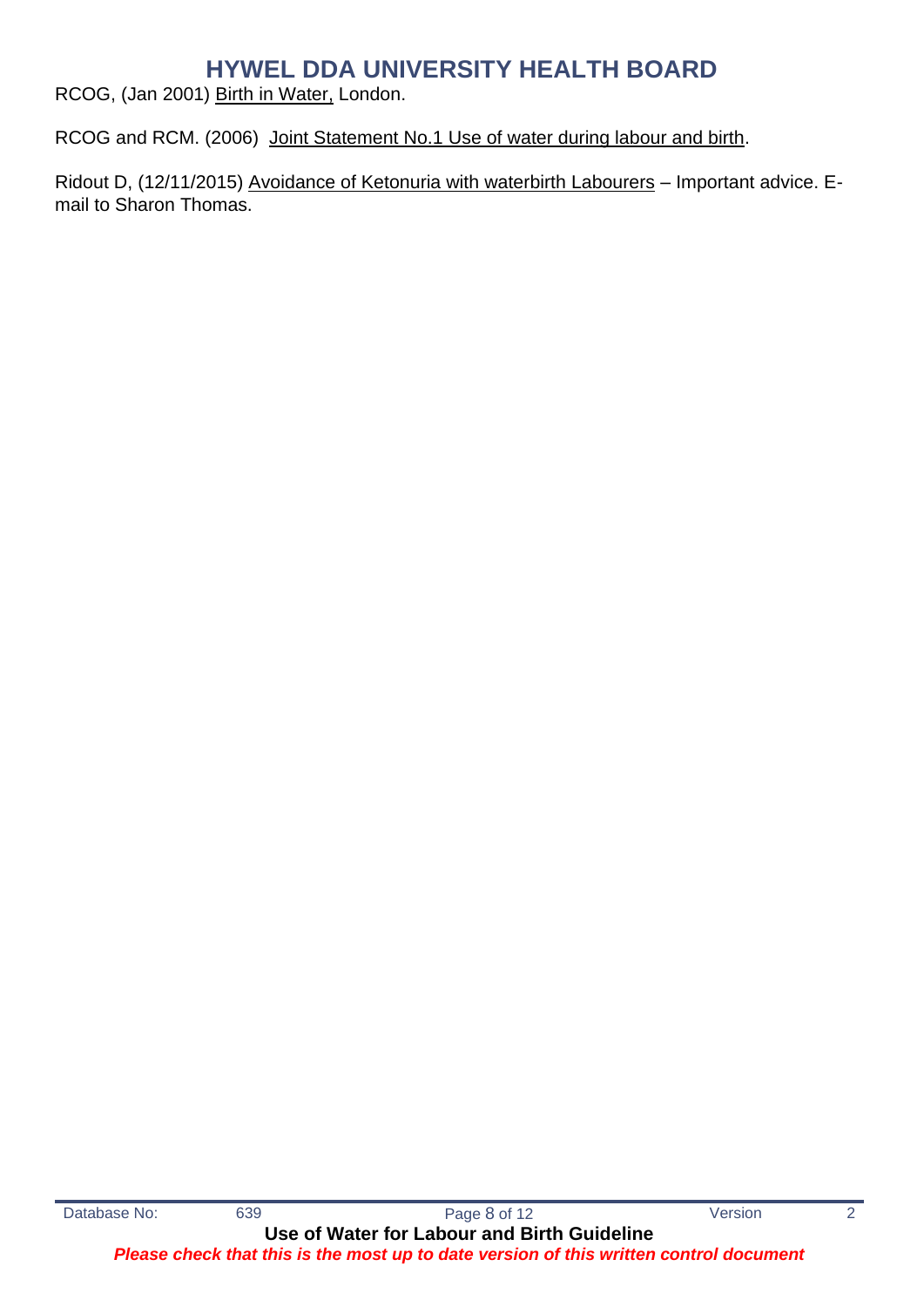RCOG, (Jan 2001) Birth in Water, London.

RCOG and RCM. (2006) Joint Statement No.1 Use of water during labour and birth.

Ridout D, (12/11/2015) Avoidance of Ketonuria with waterbirth Labourers – Important advice. E-mail to Sharon Thomas.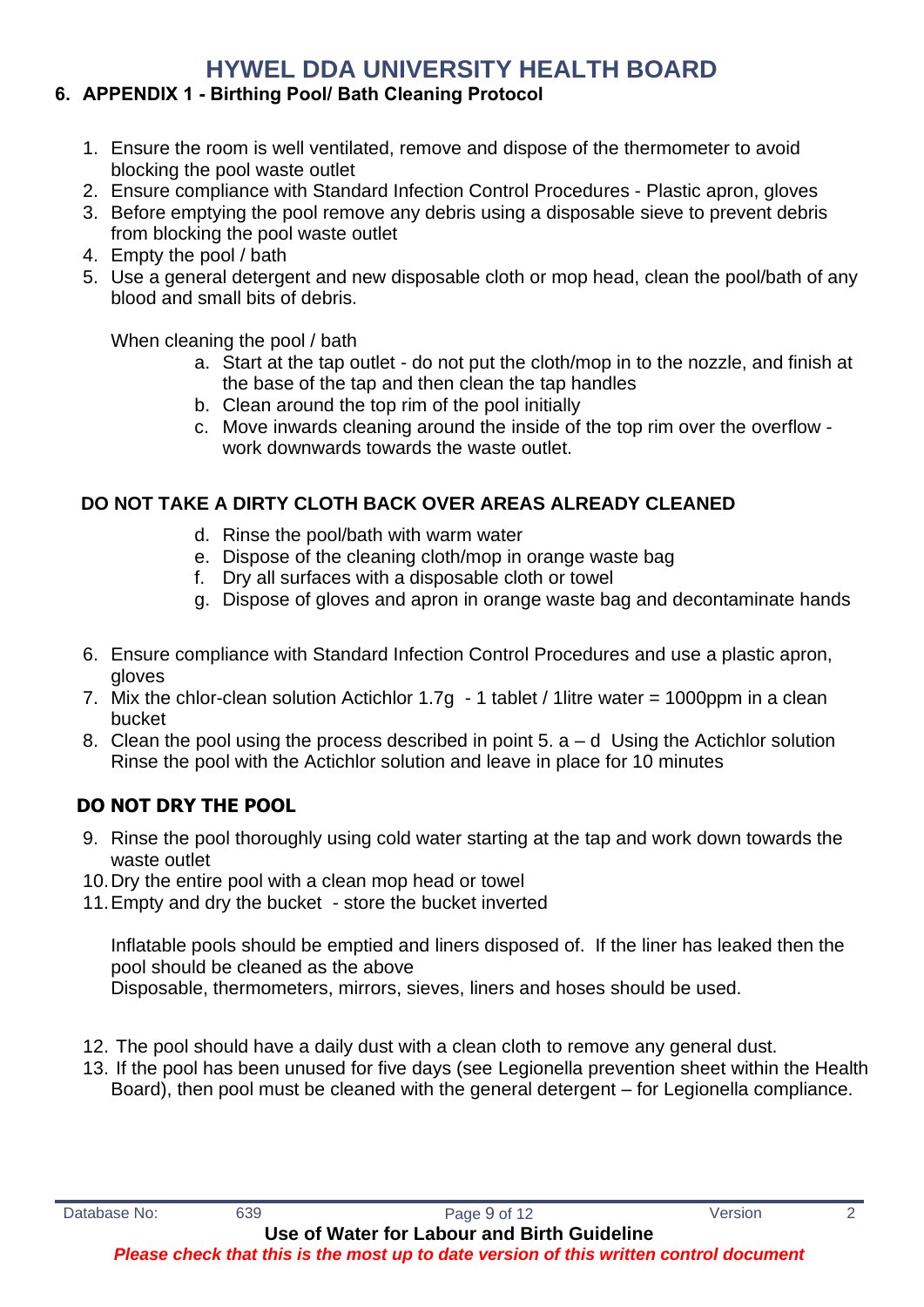## 6. APPENDIX 1 - Birthing Pool/ Bath Cleaning Protocol

1. Ensure the room is well ventilated, remove and dispose of the thermometer to avoid blocking the pool waste outlet
2. Ensure compliance with Standard Infection Control Procedures - Plastic apron, gloves
3. Before emptying the pool remove any debris using a disposable sieve to prevent debris from blocking the pool waste outlet
4. Empty the pool / bath
5. Use a general detergent and new disposable cloth or mop head, clean the pool/bath of any blood and small bits of debris.

   When cleaning the pool / bath

   a. Start at the tap outlet - do not put the cloth/mop in to the nozzle, and finish at the base of the tap and then clean the tap handles
   b. Clean around the top rim of the pool initially
   c. Move inwards cleaning around the inside of the top rim over the overflow - work downwards towards the waste outlet.

**DO NOT TAKE A DIRTY CLOTH BACK OVER AREAS ALREADY CLEANED**

   d. Rinse the pool/bath with warm water
   e. Dispose of the cleaning cloth/mop in orange waste bag
   f. Dry all surfaces with a disposable cloth or towel
   g. Dispose of gloves and apron in orange waste bag and decontaminate hands

6. Ensure compliance with Standard Infection Control Procedures and use a plastic apron, gloves
7. Mix the chlor-clean solution Actichlor 1.7g - 1 tablet / 1litre water = 1000ppm in a clean bucket
8. Clean the pool using the process described in point 5. a – d Using the Actichlor solution Rinse the pool with the Actichlor solution and leave in place for 10 minutes

**DO NOT DRY THE POOL**

9. Rinse the pool thoroughly using cold water starting at the tap and work down towards the waste outlet
10. Dry the entire pool with a clean mop head or towel
11. Empty and dry the bucket - store the bucket inverted

    Inflatable pools should be emptied and liners disposed of. If the liner has leaked then the pool should be cleaned as the above
    Disposable, thermometers, mirrors, sieves, liners and hoses should be used.

12. The pool should have a daily dust with a clean cloth to remove any general dust.
13. If the pool has been unused for five days (see Legionella prevention sheet within the Health Board), then pool must be cleaned with the general detergent – for Legionella compliance.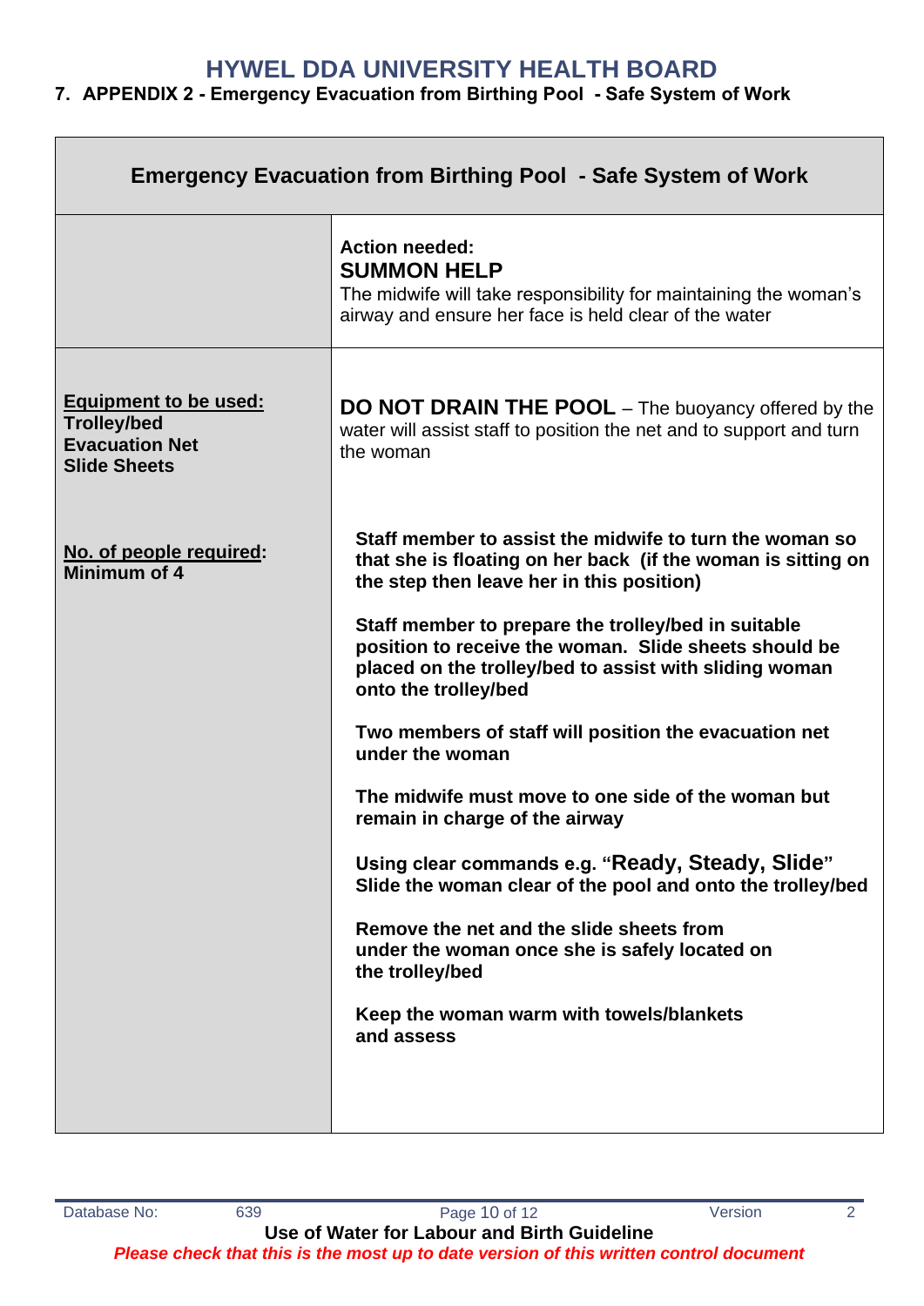# HYWEL DDA UNIVERSITY HEALTH BOARD

## 7. APPENDIX 2 - Emergency Evacuation from Birthing Pool - Safe System of Work

| Emergency Evacuation from Birthing Pool - Safe System of Work | |
|---|---|
| | **Action needed:**<br>**SUMMON HELP**<br>The midwife will take responsibility for maintaining the woman's airway and ensure her face is held clear of the water |
| **Equipment to be used:**<br>**Trolley/bed**<br>**Evacuation Net**<br>**Slide Sheets**<br><br>**No. of people required: Minimum of 4** | **DO NOT DRAIN THE POOL** – The buoyancy offered by the water will assist staff to position the net and to support and turn the woman<br><br>**Staff member to assist the midwife to turn the woman so that she is floating on her back (if the woman is sitting on the step then leave her in this position)**<br><br>**Staff member to prepare the trolley/bed in suitable position to receive the woman. Slide sheets should be placed on the trolley/bed to assist with sliding woman onto the trolley/bed**<br><br>**Two members of staff will position the evacuation net under the woman**<br><br>**The midwife must move to one side of the woman but remain in charge of the airway**<br><br>**Using clear commands e.g. "Ready, Steady, Slide" Slide the woman clear of the pool and onto the trolley/bed**<br><br>**Remove the net and the slide sheets from under the woman once she is safely located on the trolley/bed**<br><br>**Keep the woman warm with towels/blankets and assess** |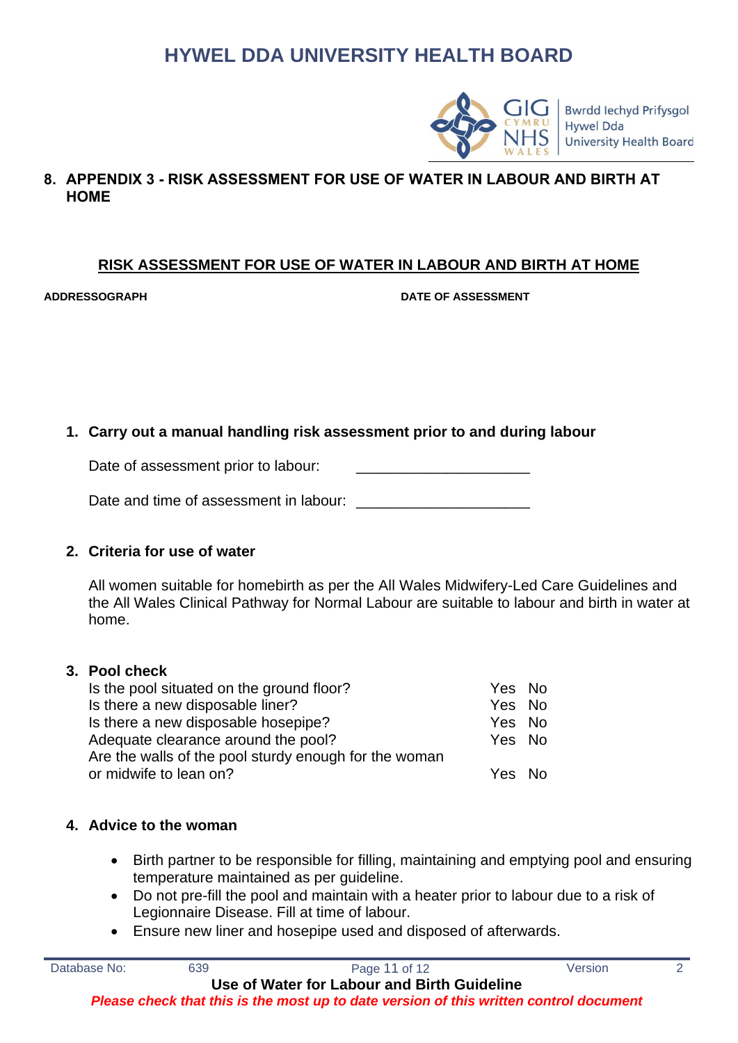## 8. APPENDIX 3 - RISK ASSESSMENT FOR USE OF WATER IN LABOUR AND BIRTH AT HOME

**RISK ASSESSMENT FOR USE OF WATER IN LABOUR AND BIRTH AT HOME**

**ADDRESSOGRAPH** **DATE OF ASSESSMENT**

### 1. Carry out a manual handling risk assessment prior to and during labour

Date of assessment prior to labour: ____________________

Date and time of assessment in labour: ____________________

### 2. Criteria for use of water

All women suitable for homebirth as per the All Wales Midwifery-Led Care Guidelines and the All Wales Clinical Pathway for Normal Labour are suitable to labour and birth in water at home.

### 3. Pool check

| | |
|---|---|
| Is the pool situated on the ground floor? | Yes No |
| Is there a new disposable liner? | Yes No |
| Is there a new disposable hosepipe? | Yes No |
| Adequate clearance around the pool? | Yes No |
| Are the walls of the pool sturdy enough for the woman or midwife to lean on? | Yes No |

### 4. Advice to the woman

- Birth partner to be responsible for filling, maintaining and emptying pool and ensuring temperature maintained as per guideline.
- Do not pre-fill the pool and maintain with a heater prior to labour due to a risk of Legionnaire Disease. Fill at time of labour.
- Ensure new liner and hosepipe used and disposed of afterwards.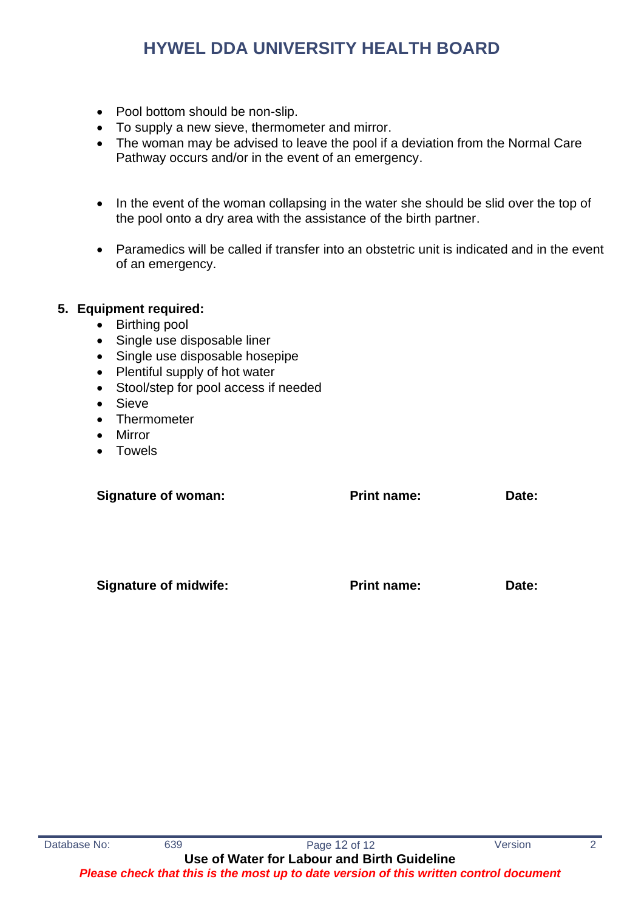- Pool bottom should be non-slip.
- To supply a new sieve, thermometer and mirror.
- The woman may be advised to leave the pool if a deviation from the Normal Care Pathway occurs and/or in the event of an emergency.

- In the event of the woman collapsing in the water she should be slid over the top of the pool onto a dry area with the assistance of the birth partner.

- Paramedics will be called if transfer into an obstetric unit is indicated and in the event of an emergency.

**5. Equipment required:**

- Birthing pool
- Single use disposable liner
- Single use disposable hosepipe
- Plentiful supply of hot water
- Stool/step for pool access if needed
- Sieve
- Thermometer
- Mirror
- Towels

| | | |
|---|---|---|
| **Signature of woman:** | **Print name:** | **Date:** |
| | | |
| **Signature of midwife:** | **Print name:** | **Date:** |